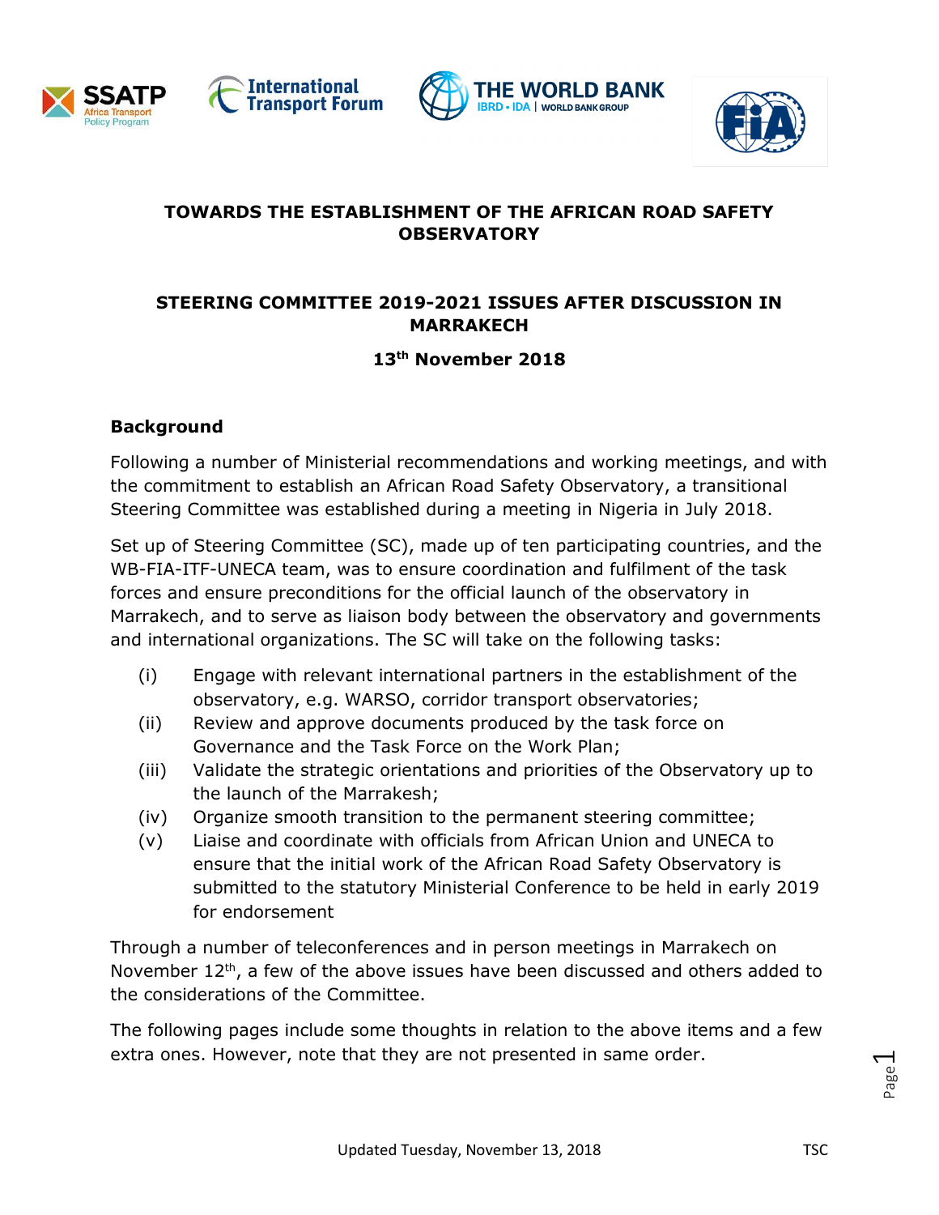# TOWARDS THE ESTABLISHMENT OF THE AFRICAN ROAD SAFETY OBSERVATORY

## STEERING COMMITTEE 2019-2021 ISSUES AFTER DISCUSSION IN MARRAKECH

**13th November 2018**

### Background

Following a number of Ministerial recommendations and working meetings, and with the commitment to establish an African Road Safety Observatory, a transitional Steering Committee was established during a meeting in Nigeria in July 2018.

Set up of Steering Committee (SC), made up of ten participating countries, and the WB-FIA-ITF-UNECA team, was to ensure coordination and fulfilment of the task forces and ensure preconditions for the official launch of the observatory in Marrakech, and to serve as liaison body between the observatory and governments and international organizations. The SC will take on the following tasks:

(i) Engage with relevant international partners in the establishment of the observatory, e.g. WARSO, corridor transport observatories;
(ii) Review and approve documents produced by the task force on Governance and the Task Force on the Work Plan;
(iii) Validate the strategic orientations and priorities of the Observatory up to the launch of the Marrakesh;
(iv) Organize smooth transition to the permanent steering committee;
(v) Liaise and coordinate with officials from African Union and UNECA to ensure that the initial work of the African Road Safety Observatory is submitted to the statutory Ministerial Conference to be held in early 2019 for endorsement

Through a number of teleconferences and in person meetings in Marrakech on November 12th, a few of the above issues have been discussed and others added to the considerations of the Committee.

The following pages include some thoughts in relation to the above items and a few extra ones. However, note that they are not presented in same order.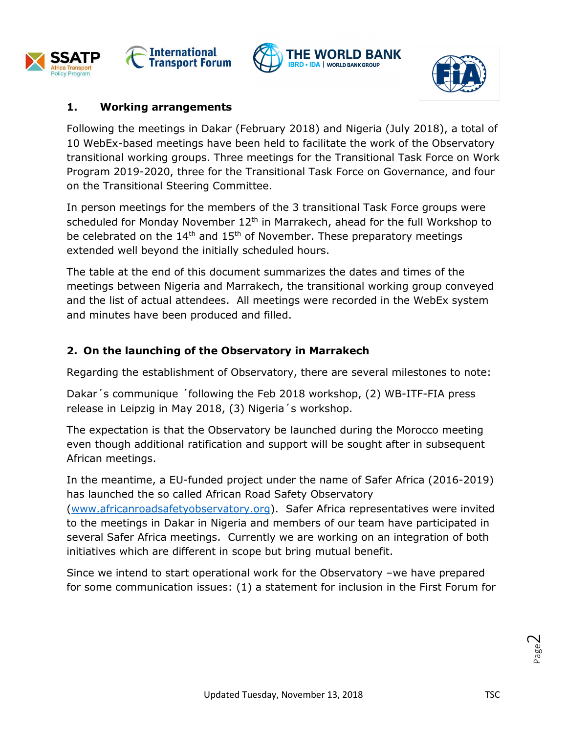## 1. Working arrangements

Following the meetings in Dakar (February 2018) and Nigeria (July 2018), a total of 10 WebEx-based meetings have been held to facilitate the work of the Observatory transitional working groups. Three meetings for the Transitional Task Force on Work Program 2019-2020, three for the Transitional Task Force on Governance, and four on the Transitional Steering Committee.

In person meetings for the members of the 3 transitional Task Force groups were scheduled for Monday November 12th in Marrakech, ahead for the full Workshop to be celebrated on the 14th and 15th of November. These preparatory meetings extended well beyond the initially scheduled hours.

The table at the end of this document summarizes the dates and times of the meetings between Nigeria and Marrakech, the transitional working group conveyed and the list of actual attendees. All meetings were recorded in the WebEx system and minutes have been produced and filled.

## 2. On the launching of the Observatory in Marrakech

Regarding the establishment of Observatory, there are several milestones to note:

Dakar´s communique ´following the Feb 2018 workshop, (2) WB-ITF-FIA press release in Leipzig in May 2018, (3) Nigeria´s workshop.

The expectation is that the Observatory be launched during the Morocco meeting even though additional ratification and support will be sought after in subsequent African meetings.

In the meantime, a EU-funded project under the name of Safer Africa (2016-2019) has launched the so called African Road Safety Observatory (www.africanroadsafetyobservatory.org). Safer Africa representatives were invited to the meetings in Dakar in Nigeria and members of our team have participated in several Safer Africa meetings. Currently we are working on an integration of both initiatives which are different in scope but bring mutual benefit.

Since we intend to start operational work for the Observatory –we have prepared for some communication issues: (1) a statement for inclusion in the First Forum for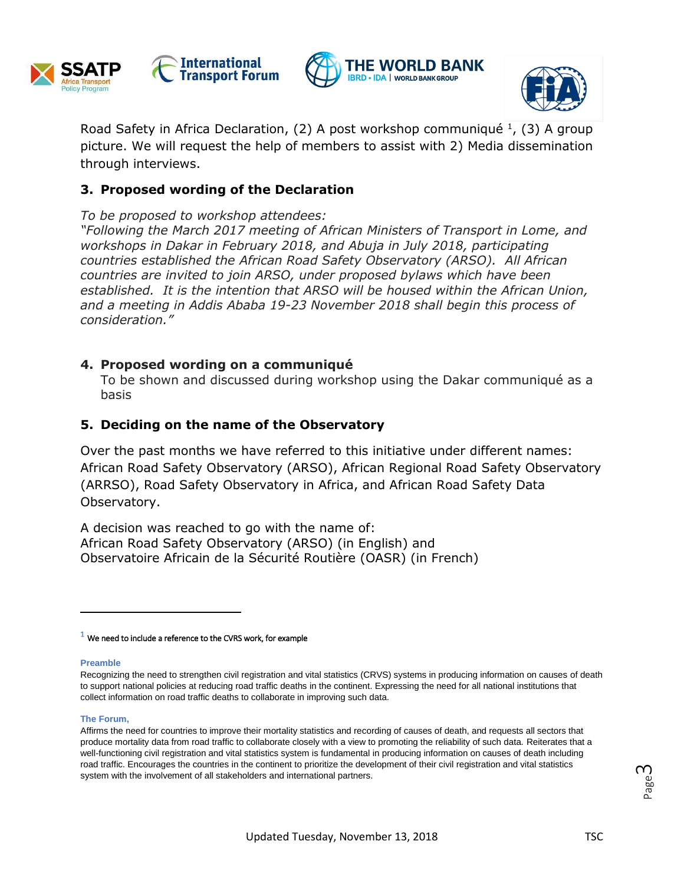Road Safety in Africa Declaration, (2) A post workshop communiqué [1], (3) A group picture. We will request the help of members to assist with 2) Media dissemination through interviews.

### 3. Proposed wording of the Declaration

*To be proposed to workshop attendees:*
*"Following the March 2017 meeting of African Ministers of Transport in Lome, and workshops in Dakar in February 2018, and Abuja in July 2018, participating countries established the African Road Safety Observatory (ARSO). All African countries are invited to join ARSO, under proposed bylaws which have been established. It is the intention that ARSO will be housed within the African Union, and a meeting in Addis Ababa 19-23 November 2018 shall begin this process of consideration."*

### 4. Proposed wording on a communiqué

To be shown and discussed during workshop using the Dakar communiqué as a basis

### 5. Deciding on the name of the Observatory

Over the past months we have referred to this initiative under different names: African Road Safety Observatory (ARSO), African Regional Road Safety Observatory (ARRSO), Road Safety Observatory in Africa, and African Road Safety Data Observatory.

A decision was reached to go with the name of:
African Road Safety Observatory (ARSO) (in English) and
Observatoire Africain de la Sécurité Routière (OASR) (in French)

---

[1] We need to include a reference to the CVRS work, for example

**Preamble**

Recognizing the need to strengthen civil registration and vital statistics (CRVS) systems in producing information on causes of death to support national policies at reducing road traffic deaths in the continent. Expressing the need for all national institutions that collect information on road traffic deaths to collaborate in improving such data.

**The Forum,**

Affirms the need for countries to improve their mortality statistics and recording of causes of death, and requests all sectors that produce mortality data from road traffic to collaborate closely with a view to promoting the reliability of such data. Reiterates that a well-functioning civil registration and vital statistics system is fundamental in producing information on causes of death including road traffic. Encourages the countries in the continent to prioritize the development of their civil registration and vital statistics system with the involvement of all stakeholders and international partners.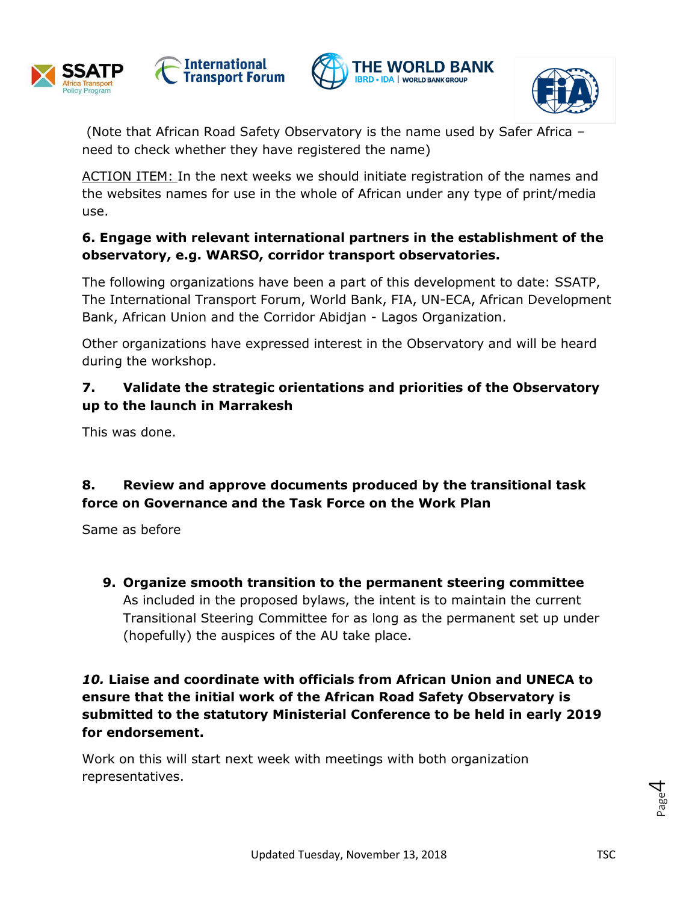(Note that African Road Safety Observatory is the name used by Safer Africa – need to check whether they have registered the name)

ACTION ITEM: In the next weeks we should initiate registration of the names and the websites names for use in the whole of African under any type of print/media use.

**6. Engage with relevant international partners in the establishment of the observatory, e.g. WARSO, corridor transport observatories.**

The following organizations have been a part of this development to date: SSATP, The International Transport Forum, World Bank, FIA, UN-ECA, African Development Bank, African Union and the Corridor Abidjan - Lagos Organization.

Other organizations have expressed interest in the Observatory and will be heard during the workshop.

**7. Validate the strategic orientations and priorities of the Observatory up to the launch in Marrakesh**

This was done.

**8. Review and approve documents produced by the transitional task force on Governance and the Task Force on the Work Plan**

Same as before

**9. Organize smooth transition to the permanent steering committee**

As included in the proposed bylaws, the intent is to maintain the current Transitional Steering Committee for as long as the permanent set up under (hopefully) the auspices of the AU take place.

***10.* Liaise and coordinate with officials from African Union and UNECA to ensure that the initial work of the African Road Safety Observatory is submitted to the statutory Ministerial Conference to be held in early 2019 for endorsement.**

Work on this will start next week with meetings with both organization representatives.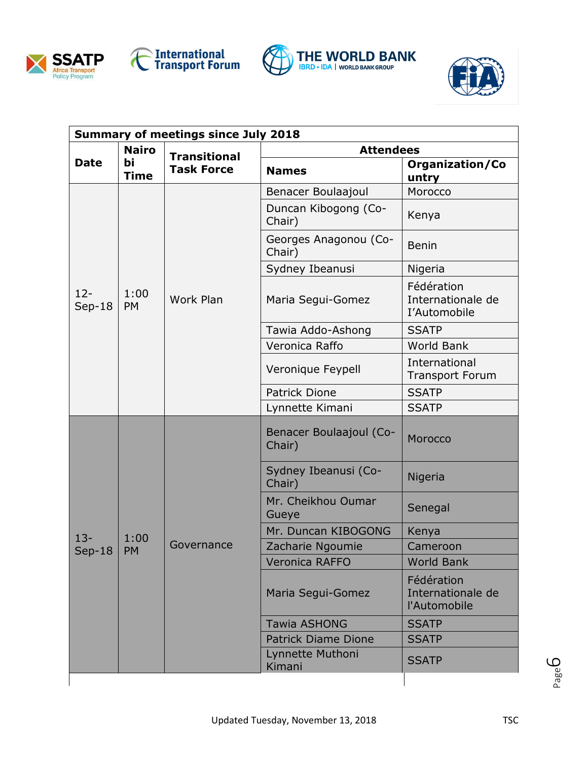| Summary of meetings since July 2018 | | | | |
|---|---|---|---|---|
| **Date** | **Nairobi Time** | **Transitional Task Force** | **Attendees** | |
| | | | **Names** | **Organization/Country** |
| 12-Sep-18 | 1:00 PM | Work Plan | Benacer Boulaajoul | Morocco |
| | | | Duncan Kibogong (Co-Chair) | Kenya |
| | | | Georges Anagonou (Co-Chair) | Benin |
| | | | Sydney Ibeanusi | Nigeria |
| | | | Maria Segui-Gomez | Fédération Internationale de I'Automobile |
| | | | Tawia Addo-Ashong | SSATP |
| | | | Veronica Raffo | World Bank |
| | | | Veronique Feypell | International Transport Forum |
| | | | Patrick Dione | SSATP |
| | | | Lynnette Kimani | SSATP |
| 13-Sep-18 | 1:00 PM | Governance | Benacer Boulaajoul (Co-Chair) | Morocco |
| | | | Sydney Ibeanusi (Co-Chair) | Nigeria |
| | | | Mr. Cheikhou Oumar Gueye | Senegal |
| | | | Mr. Duncan KIBOGONG | Kenya |
| | | | Zacharie Ngoumie | Cameroon |
| | | | Veronica RAFFO | World Bank |
| | | | Maria Segui-Gomez | Fédération Internationale de l'Automobile |
| | | | Tawia ASHONG | SSATP |
| | | | Patrick Diame Dione | SSATP |
| | | | Lynnette Muthoni Kimani | SSATP |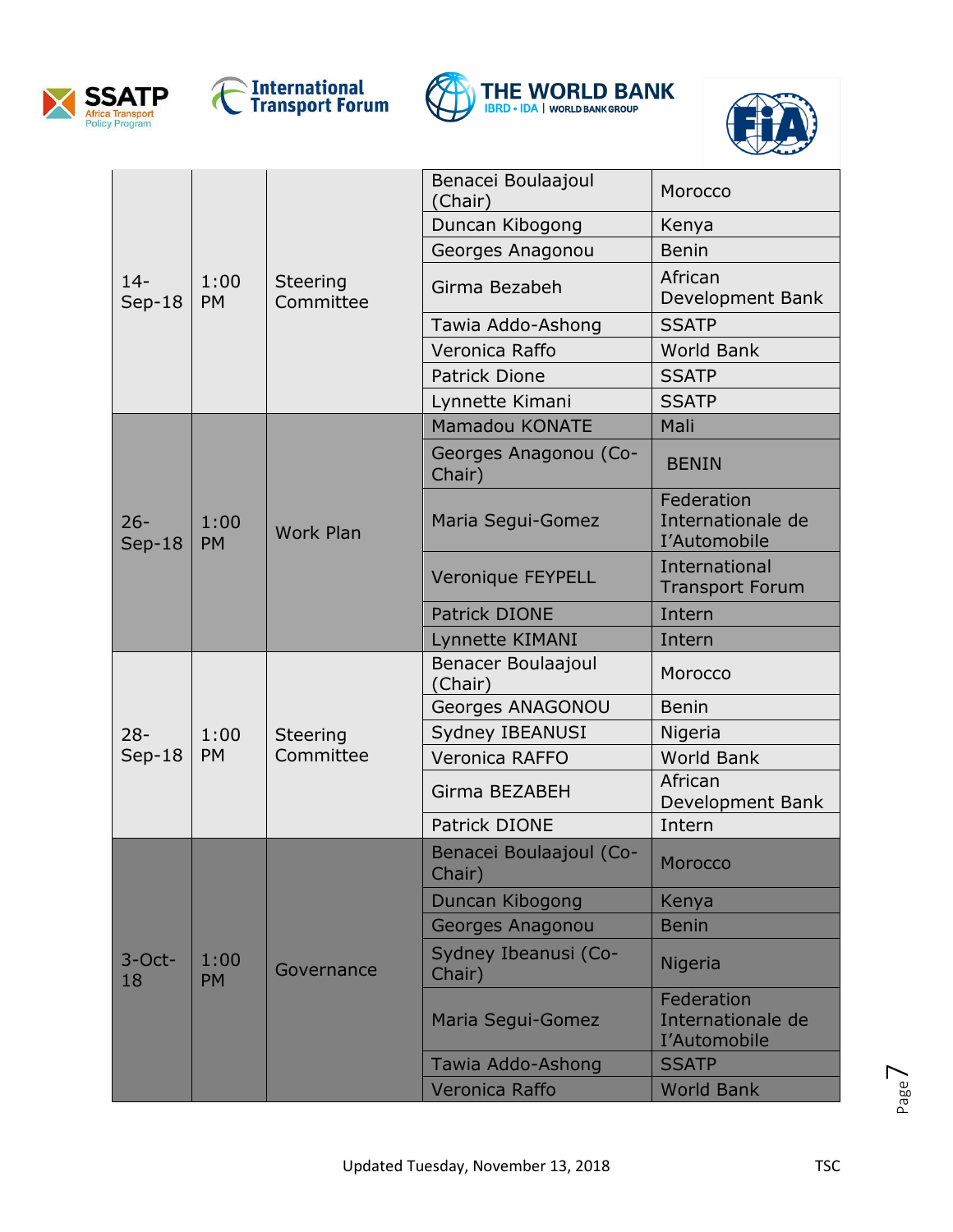| | | | | |
|---|---|---|---|---|
| 14-Sep-18 | 1:00 PM | Steering Committee | Benacei Boulaajoul (Chair) | Morocco |
| | | | Duncan Kibogong | Kenya |
| | | | Georges Anagonou | Benin |
| | | | Girma Bezabeh | African Development Bank |
| | | | Tawia Addo-Ashong | SSATP |
| | | | Veronica Raffo | World Bank |
| | | | Patrick Dione | SSATP |
| | | | Lynnette Kimani | SSATP |
| 26-Sep-18 | 1:00 PM | Work Plan | Mamadou KONATE | Mali |
| | | | Georges Anagonou (Co-Chair) | BENIN |
| | | | Maria Segui-Gomez | Federation Internationale de I'Automobile |
| | | | Veronique FEYPELL | International Transport Forum |
| | | | Patrick DIONE | Intern |
| | | | Lynnette KIMANI | Intern |
| 28-Sep-18 | 1:00 PM | Steering Committee | Benacer Boulaajoul (Chair) | Morocco |
| | | | Georges ANAGONOU | Benin |
| | | | Sydney IBEANUSI | Nigeria |
| | | | Veronica RAFFO | World Bank |
| | | | Girma BEZABEH | African Development Bank |
| | | | Patrick DIONE | Intern |
| 3-Oct-18 | 1:00 PM | Governance | Benacei Boulaajoul (Co-Chair) | Morocco |
| | | | Duncan Kibogong | Kenya |
| | | | Georges Anagonou | Benin |
| | | | Sydney Ibeanusi (Co-Chair) | Nigeria |
| | | | Maria Segui-Gomez | Federation Internationale de I'Automobile |
| | | | Tawia Addo-Ashong | SSATP |
| | | | Veronica Raffo | World Bank |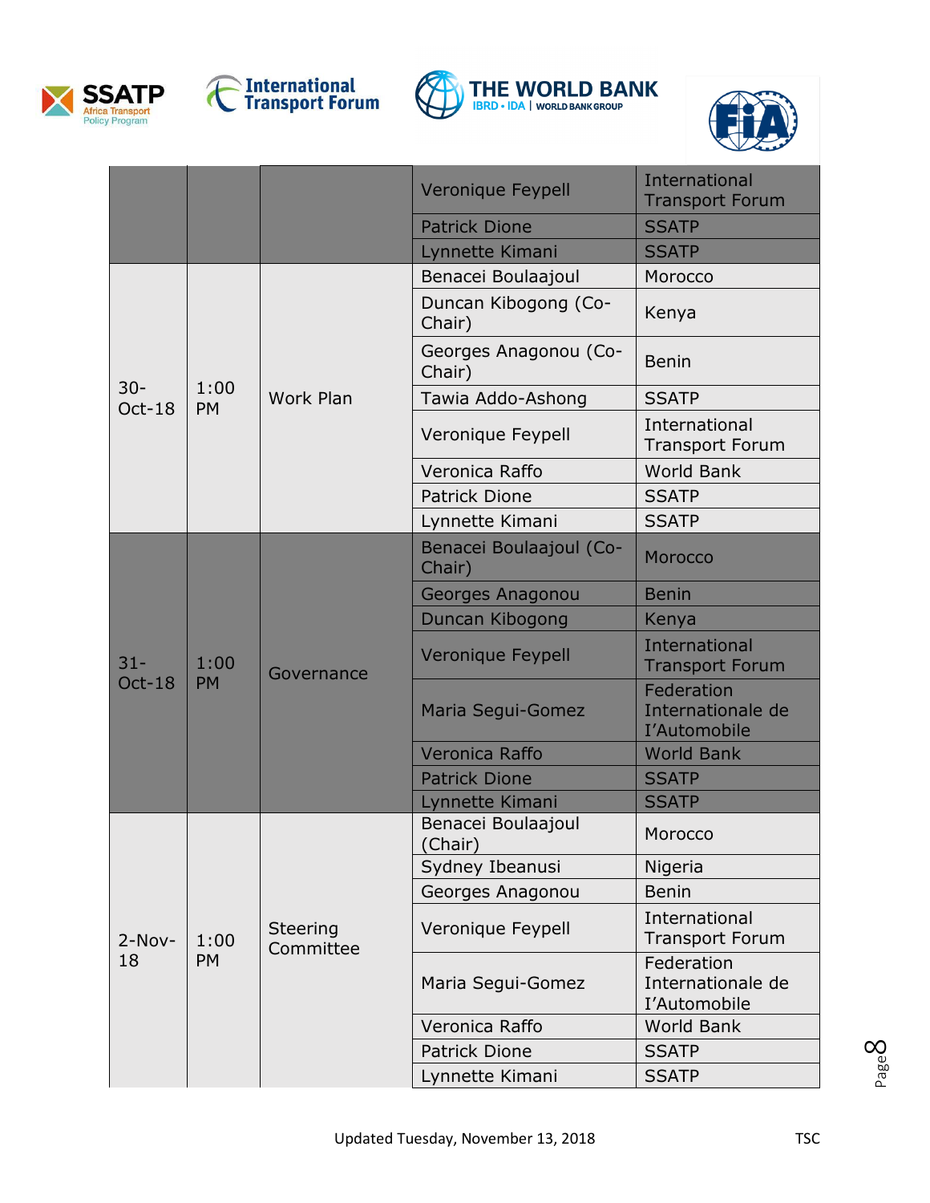| | | | Veronique Feypell | International Transport Forum |
|---|---|---|---|---|
| | | | Patrick Dione | SSATP |
| | | | Lynnette Kimani | SSATP |
| 30-Oct-18 | 1:00 PM | Work Plan | Benacei Boulaajoul | Morocco |
| | | | Duncan Kibogong (Co-Chair) | Kenya |
| | | | Georges Anagonou (Co-Chair) | Benin |
| | | | Tawia Addo-Ashong | SSATP |
| | | | Veronique Feypell | International Transport Forum |
| | | | Veronica Raffo | World Bank |
| | | | Patrick Dione | SSATP |
| | | | Lynnette Kimani | SSATP |
| 31-Oct-18 | 1:00 PM | Governance | Benacei Boulaajoul (Co-Chair) | Morocco |
| | | | Georges Anagonou | Benin |
| | | | Duncan Kibogong | Kenya |
| | | | Veronique Feypell | International Transport Forum |
| | | | Maria Segui-Gomez | Federation Internationale de I'Automobile |
| | | | Veronica Raffo | World Bank |
| | | | Patrick Dione | SSATP |
| | | | Lynnette Kimani | SSATP |
| 2-Nov-18 | 1:00 PM | Steering Committee | Benacei Boulaajoul (Chair) | Morocco |
| | | | Sydney Ibeanusi | Nigeria |
| | | | Georges Anagonou | Benin |
| | | | Veronique Feypell | International Transport Forum |
| | | | Maria Segui-Gomez | Federation Internationale de I'Automobile |
| | | | Veronica Raffo | World Bank |
| | | | Patrick Dione | SSATP |
| | | | Lynnette Kimani | SSATP |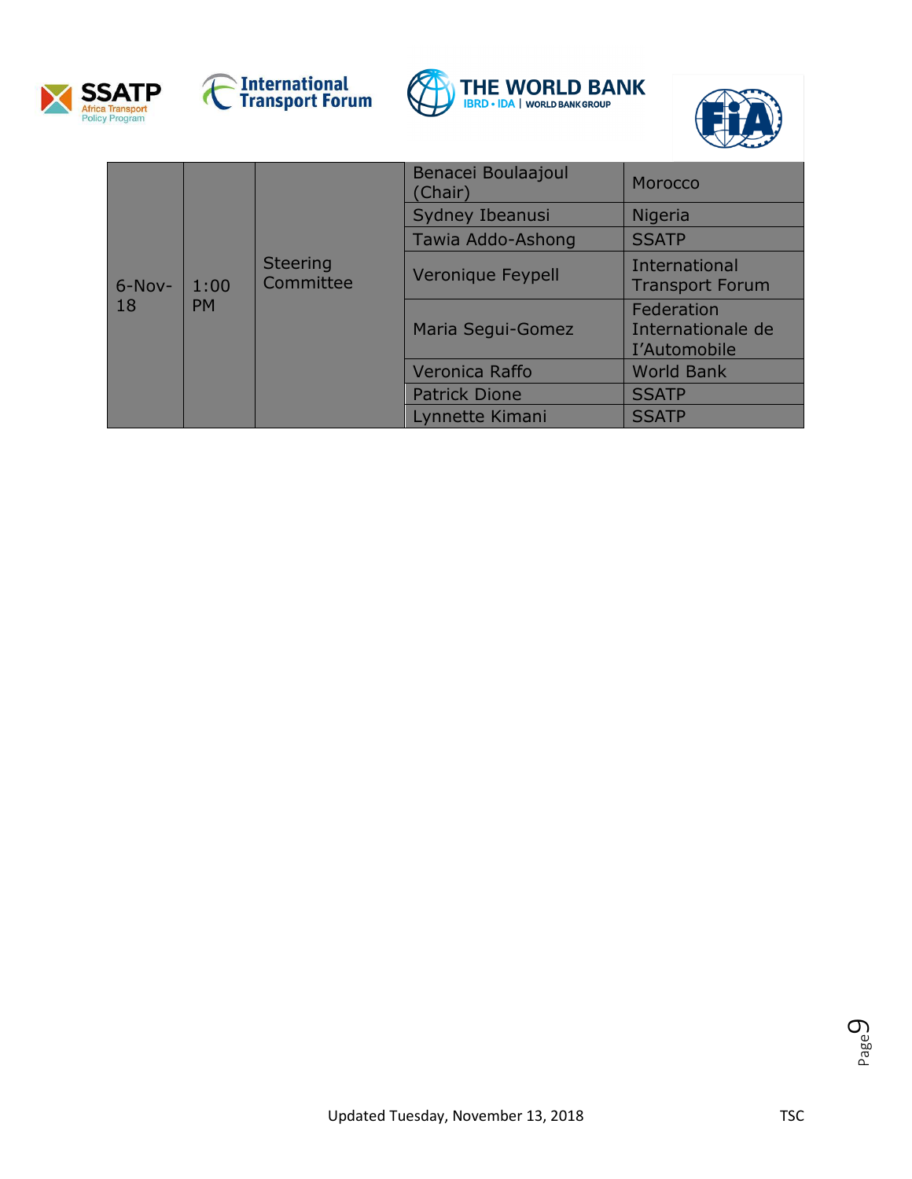| | | | | |
|---|---|---|---|---|
| 6-Nov-18 | 1:00 PM | Steering Committee | Benacei Boulaajoul (Chair) | Morocco |
| | | | Sydney Ibeanusi | Nigeria |
| | | | Tawia Addo-Ashong | SSATP |
| | | | Veronique Feypell | International Transport Forum |
| | | | Maria Segui-Gomez | Federation Internationale de I'Automobile |
| | | | Veronica Raffo | World Bank |
| | | | Patrick Dione | SSATP |
| | | | Lynnette Kimani | SSATP |